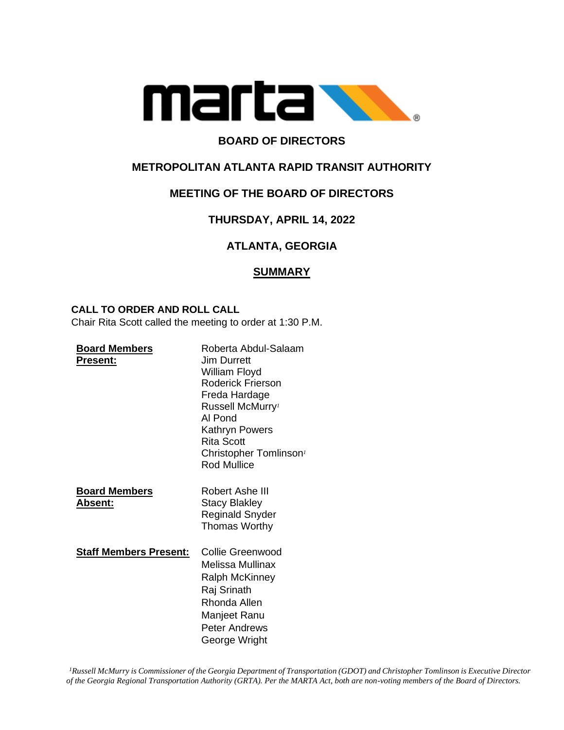**BOARD OF DIRECTORS**

**METROPOLITAN ATLANTA RAPID TRANSIT AUTHORITY**

**MEETING OF THE BOARD OF DIRECTORS**

**THURSDAY, APRIL 14, 2022**

**ATLANTA, GEORGIA**

## SUMMARY

### CALL TO ORDER AND ROLL CALL

Chair Rita Scott called the meeting to order at 1:30 P.M.

| | |
|---|---|
| **Board Members Present:** | Roberta Abdul-Salaam<br>Jim Durrett<br>William Floyd<br>Roderick Frierson<br>Freda Hardage<br>Russell McMurry[1]<br>Al Pond<br>Kathryn Powers<br>Rita Scott<br>Christopher Tomlinson[1]<br>Rod Mullice |
| **Board Members Absent:** | Robert Ashe III<br>Stacy Blakley<br>Reginald Snyder<br>Thomas Worthy |
| **Staff Members Present:** | Collie Greenwood<br>Melissa Mullinax<br>Ralph McKinney<br>Raj Srinath<br>Rhonda Allen<br>Manjeet Ranu<br>Peter Andrews<br>George Wright |

*[1]Russell McMurry is Commissioner of the Georgia Department of Transportation (GDOT) and Christopher Tomlinson is Executive Director of the Georgia Regional Transportation Authority (GRTA). Per the MARTA Act, both are non-voting members of the Board of Directors.*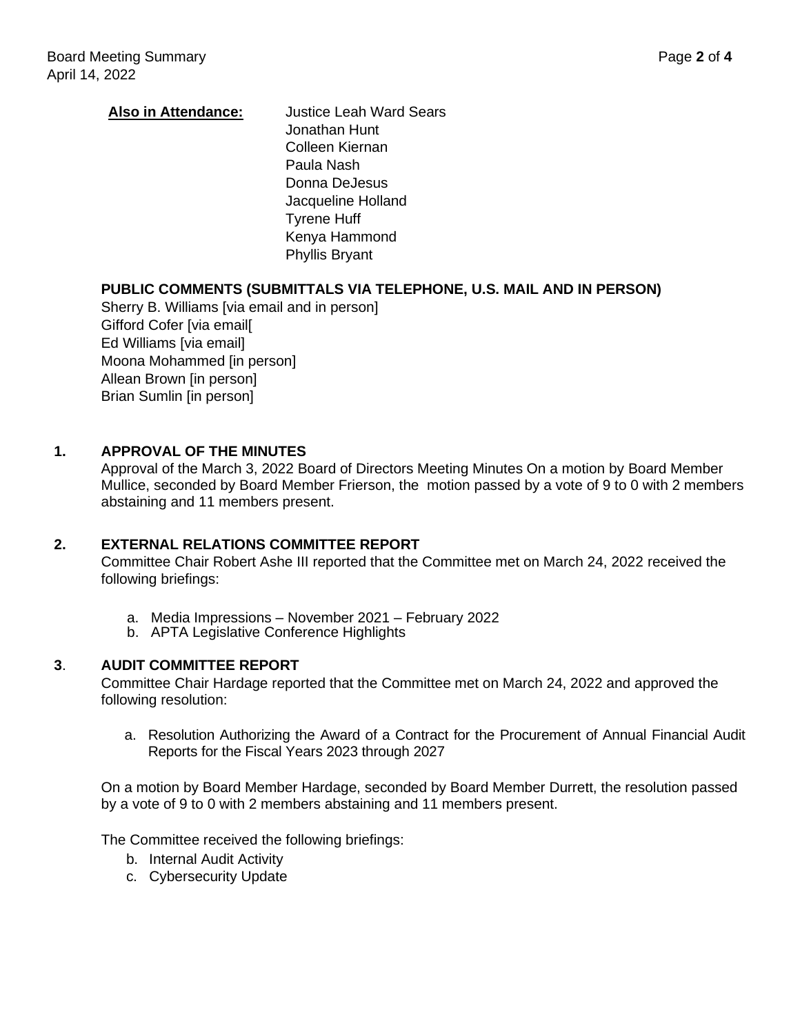**Also in Attendance:** Justice Leah Ward Sears
Jonathan Hunt
Colleen Kiernan
Paula Nash
Donna DeJesus
Jacqueline Holland
Tyrene Huff
Kenya Hammond
Phyllis Bryant

**PUBLIC COMMENTS (SUBMITTALS VIA TELEPHONE, U.S. MAIL AND IN PERSON)**

Sherry B. Williams [via email and in person]
Gifford Cofer [via email[
Ed Williams [via email]
Moona Mohammed [in person]
Allean Brown [in person]
Brian Sumlin [in person]

## 1. APPROVAL OF THE MINUTES

Approval of the March 3, 2022 Board of Directors Meeting Minutes On a motion by Board Member Mullice, seconded by Board Member Frierson, the motion passed by a vote of 9 to 0 with 2 members abstaining and 11 members present.

## 2. EXTERNAL RELATIONS COMMITTEE REPORT

Committee Chair Robert Ashe III reported that the Committee met on March 24, 2022 received the following briefings:

a. Media Impressions – November 2021 – February 2022
b. APTA Legislative Conference Highlights

## 3. AUDIT COMMITTEE REPORT

Committee Chair Hardage reported that the Committee met on March 24, 2022 and approved the following resolution:

a. Resolution Authorizing the Award of a Contract for the Procurement of Annual Financial Audit Reports for the Fiscal Years 2023 through 2027

On a motion by Board Member Hardage, seconded by Board Member Durrett, the resolution passed by a vote of 9 to 0 with 2 members abstaining and 11 members present.

The Committee received the following briefings:

b. Internal Audit Activity
c. Cybersecurity Update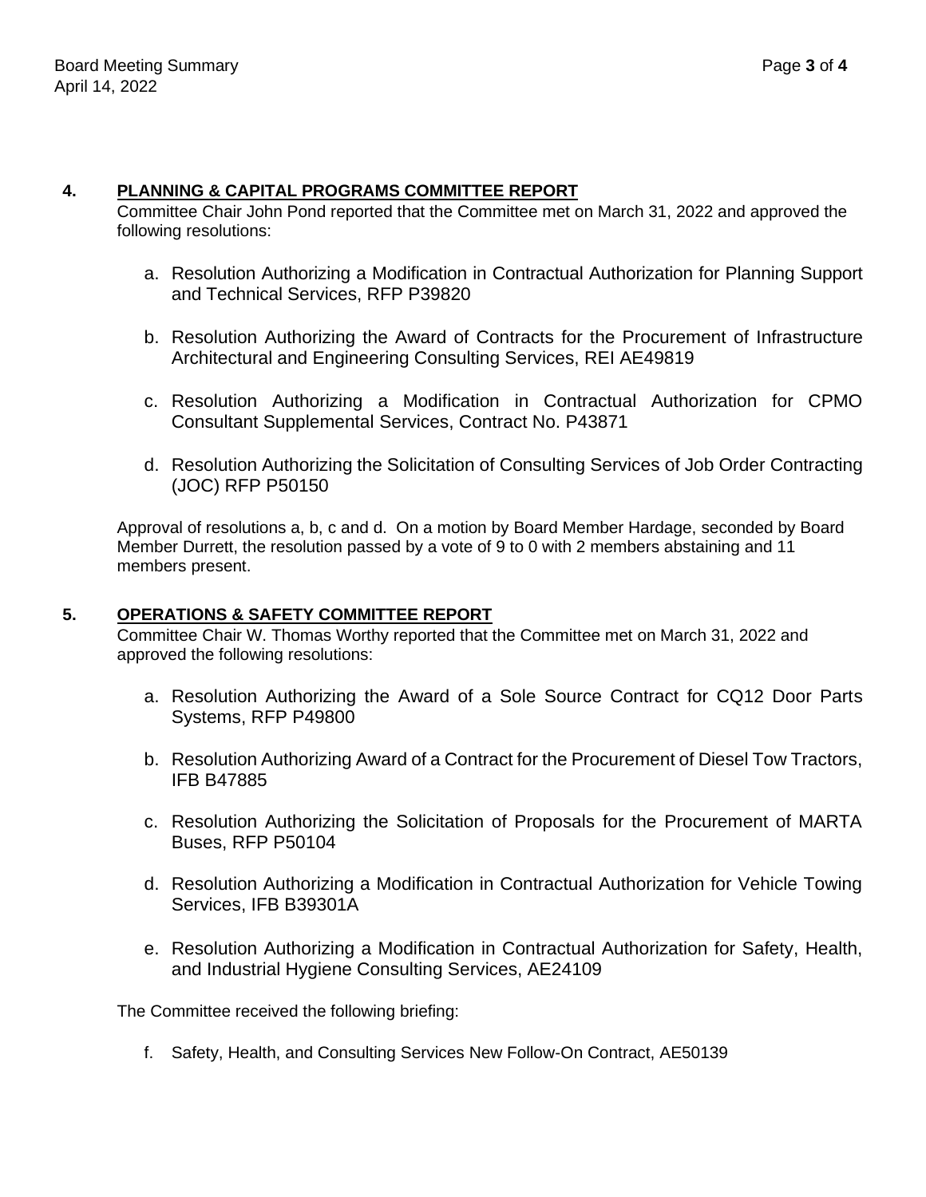## 4. PLANNING & CAPITAL PROGRAMS COMMITTEE REPORT

Committee Chair John Pond reported that the Committee met on March 31, 2022 and approved the following resolutions:

a. Resolution Authorizing a Modification in Contractual Authorization for Planning Support and Technical Services, RFP P39820

b. Resolution Authorizing the Award of Contracts for the Procurement of Infrastructure Architectural and Engineering Consulting Services, REI AE49819

c. Resolution Authorizing a Modification in Contractual Authorization for CPMO Consultant Supplemental Services, Contract No. P43871

d. Resolution Authorizing the Solicitation of Consulting Services of Job Order Contracting (JOC) RFP P50150

Approval of resolutions a, b, c and d. On a motion by Board Member Hardage, seconded by Board Member Durrett, the resolution passed by a vote of 9 to 0 with 2 members abstaining and 11 members present.

## 5. OPERATIONS & SAFETY COMMITTEE REPORT

Committee Chair W. Thomas Worthy reported that the Committee met on March 31, 2022 and approved the following resolutions:

a. Resolution Authorizing the Award of a Sole Source Contract for CQ12 Door Parts Systems, RFP P49800

b. Resolution Authorizing Award of a Contract for the Procurement of Diesel Tow Tractors, IFB B47885

c. Resolution Authorizing the Solicitation of Proposals for the Procurement of MARTA Buses, RFP P50104

d. Resolution Authorizing a Modification in Contractual Authorization for Vehicle Towing Services, IFB B39301A

e. Resolution Authorizing a Modification in Contractual Authorization for Safety, Health, and Industrial Hygiene Consulting Services, AE24109

The Committee received the following briefing:

f. Safety, Health, and Consulting Services New Follow-On Contract, AE50139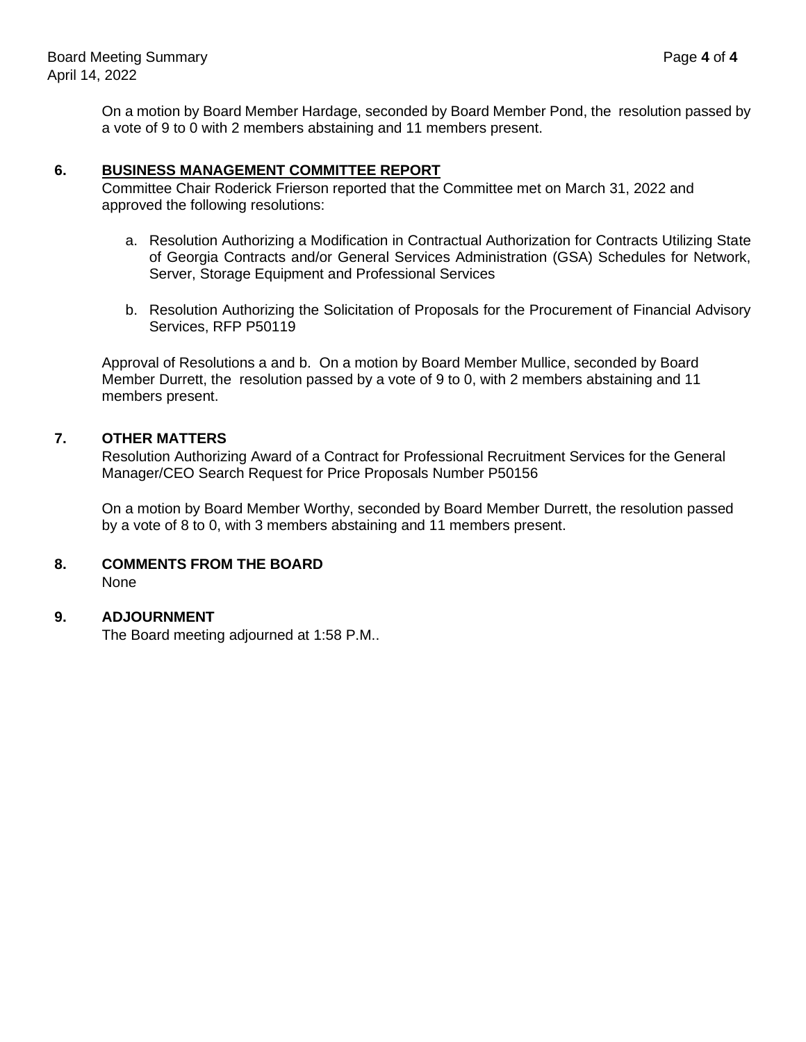On a motion by Board Member Hardage, seconded by Board Member Pond, the resolution passed by a vote of 9 to 0 with 2 members abstaining and 11 members present.

## 6. BUSINESS MANAGEMENT COMMITTEE REPORT

Committee Chair Roderick Frierson reported that the Committee met on March 31, 2022 and approved the following resolutions:

a. Resolution Authorizing a Modification in Contractual Authorization for Contracts Utilizing State of Georgia Contracts and/or General Services Administration (GSA) Schedules for Network, Server, Storage Equipment and Professional Services

b. Resolution Authorizing the Solicitation of Proposals for the Procurement of Financial Advisory Services, RFP P50119

Approval of Resolutions a and b. On a motion by Board Member Mullice, seconded by Board Member Durrett, the resolution passed by a vote of 9 to 0, with 2 members abstaining and 11 members present.

## 7. OTHER MATTERS

Resolution Authorizing Award of a Contract for Professional Recruitment Services for the General Manager/CEO Search Request for Price Proposals Number P50156

On a motion by Board Member Worthy, seconded by Board Member Durrett, the resolution passed by a vote of 8 to 0, with 3 members abstaining and 11 members present.

## 8. COMMENTS FROM THE BOARD

None

## 9. ADJOURNMENT

The Board meeting adjourned at 1:58 P.M..